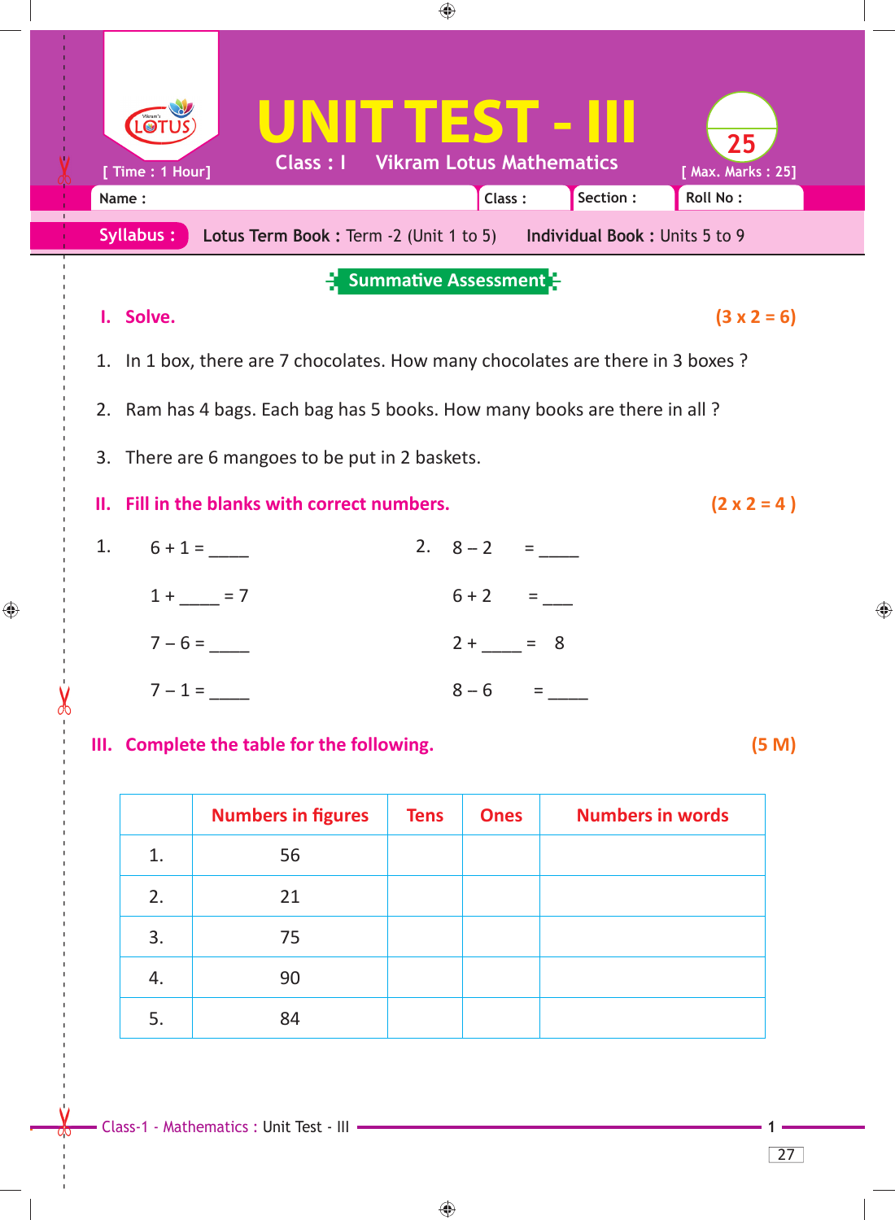# UNIT TEST - III

Class : I   Vikram Lotus Mathematics

[ Time : 1 Hour]   [ Max. Marks : 25]

Name :   Class :   Section :   Roll No :

**Syllabus :** **Lotus Term Book :** Term -2 (Unit 1 to 5)   **Individual Book :** Units 5 to 9

## Summative Assessment

### I. Solve. (3 x 2 = 6)

1. In 1 box, there are 7 chocolates. How many chocolates are there in 3 boxes ?
2. Ram has 4 bags. Each bag has 5 books. How many books are there in all ?
3. There are 6 mangoes to be put in 2 baskets.

### II. Fill in the blanks with correct numbers. (2 x 2 = 4 )

1. 
   - 6 + 1 = _____
   - 1 + _____ = 7
   - 7 – 6 = _____
   - 7 – 1 = _____

2. 
   - 8 – 2 = _____
   - 6 + 2 = ___
   - 2 + _____ = 8
   - 8 – 6 = _____

### III. Complete the table for the following. (5 M)

| | Numbers in figures | Tens | Ones | Numbers in words |
|---|---|---|---|---|
| 1. | 56 | | | |
| 2. | 21 | | | |
| 3. | 75 | | | |
| 4. | 90 | | | |
| 5. | 84 | | | |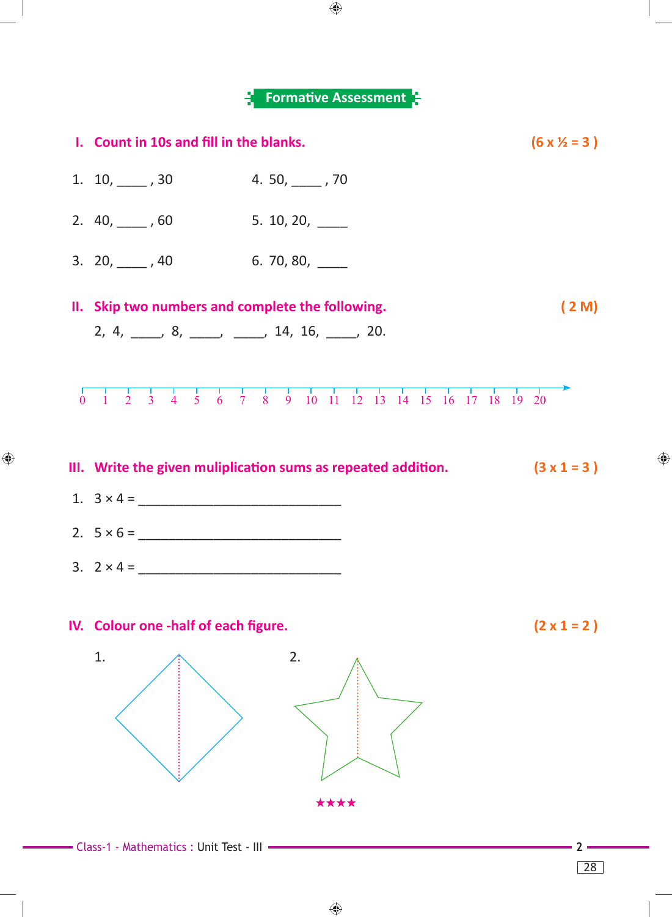## Formative Assessment

**I. Count in 10s and fill in the blanks.** **(6 x ½ = 3 )**

1. 10, _____ , 30
2. 40, _____ , 60
3. 20, _____ , 40
4. 50, _____ , 70
5. 10, 20, _____
6. 70, 80, _____

**II. Skip two numbers and complete the following.** **( 2 M)**

2, 4, _____, 8, _____, _____, 14, 16, _____, 20.

0 1 2 3 4 5 6 7 8 9 10 11 12 13 14 15 16 17 18 19 20

**III. Write the given muliplication sums as repeated addition.** **(3 x 1 = 3 )**

1. 3 × 4 = ______________________________
2. 5 × 6 = ______________________________
3. 2 × 4 = ______________________________

**IV. Colour one -half of each figure.** **(2 x 1 = 2 )**

1.

2.

★★★★

Class-1 - Mathematics : Unit Test - III